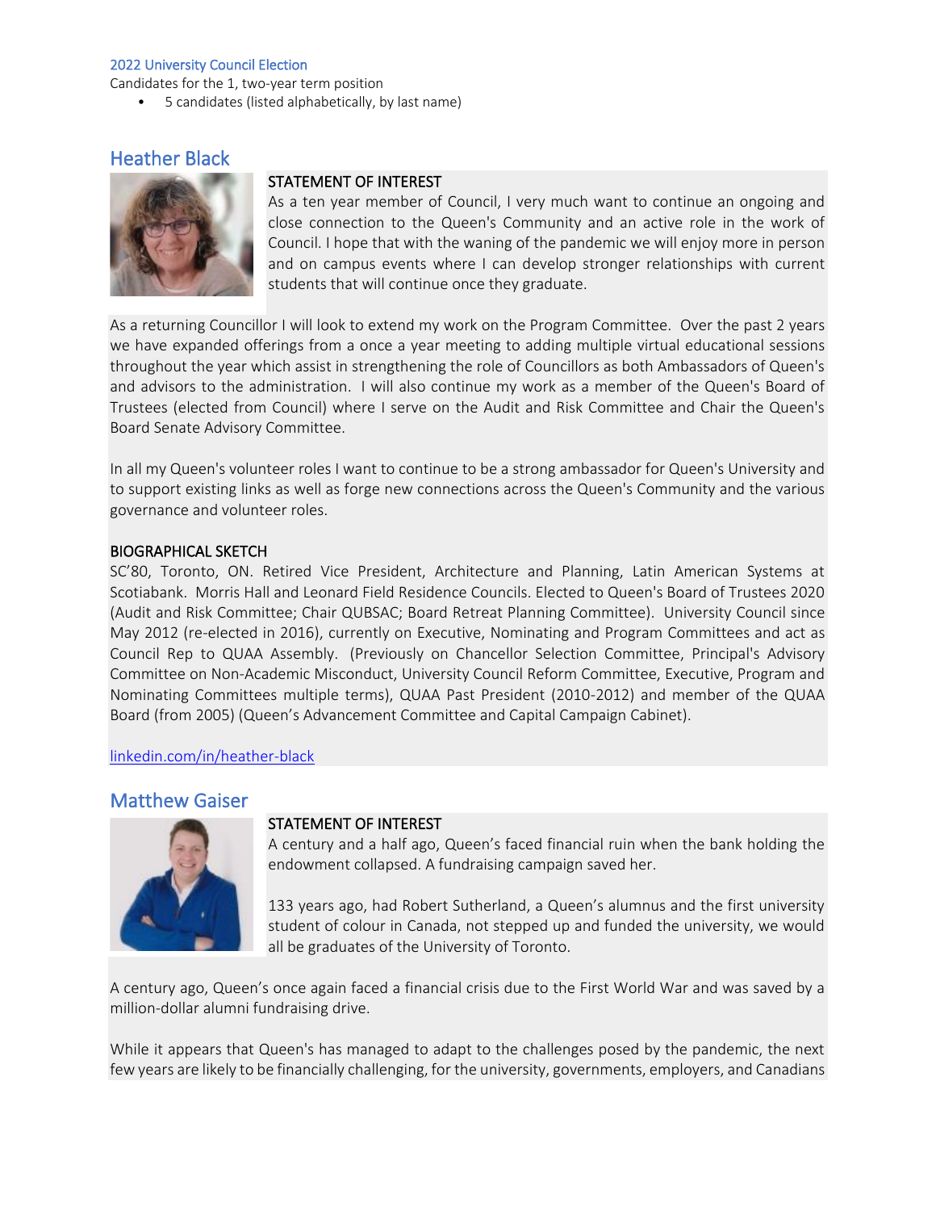2022 University Council Election

Candidates for the 1, two-year term position

- 5 candidates (listed alphabetically, by last name)

## Heather Black

**STATEMENT OF INTEREST**

As a ten year member of Council, I very much want to continue an ongoing and close connection to the Queen's Community and an active role in the work of Council. I hope that with the waning of the pandemic we will enjoy more in person and on campus events where I can develop stronger relationships with current students that will continue once they graduate.

As a returning Councillor I will look to extend my work on the Program Committee. Over the past 2 years we have expanded offerings from a once a year meeting to adding multiple virtual educational sessions throughout the year which assist in strengthening the role of Councillors as both Ambassadors of Queen's and advisors to the administration. I will also continue my work as a member of the Queen's Board of Trustees (elected from Council) where I serve on the Audit and Risk Committee and Chair the Queen's Board Senate Advisory Committee.

In all my Queen's volunteer roles I want to continue to be a strong ambassador for Queen's University and to support existing links as well as forge new connections across the Queen's Community and the various governance and volunteer roles.

**BIOGRAPHICAL SKETCH**

SC'80, Toronto, ON. Retired Vice President, Architecture and Planning, Latin American Systems at Scotiabank. Morris Hall and Leonard Field Residence Councils. Elected to Queen's Board of Trustees 2020 (Audit and Risk Committee; Chair QUBSAC; Board Retreat Planning Committee). University Council since May 2012 (re-elected in 2016), currently on Executive, Nominating and Program Committees and act as Council Rep to QUAA Assembly. (Previously on Chancellor Selection Committee, Principal's Advisory Committee on Non-Academic Misconduct, University Council Reform Committee, Executive, Program and Nominating Committees multiple terms), QUAA Past President (2010-2012) and member of the QUAA Board (from 2005) (Queen's Advancement Committee and Capital Campaign Cabinet).

linkedin.com/in/heather-black

## Matthew Gaiser

**STATEMENT OF INTEREST**

A century and a half ago, Queen's faced financial ruin when the bank holding the endowment collapsed. A fundraising campaign saved her.

133 years ago, had Robert Sutherland, a Queen's alumnus and the first university student of colour in Canada, not stepped up and funded the university, we would all be graduates of the University of Toronto.

A century ago, Queen's once again faced a financial crisis due to the First World War and was saved by a million-dollar alumni fundraising drive.

While it appears that Queen's has managed to adapt to the challenges posed by the pandemic, the next few years are likely to be financially challenging, for the university, governments, employers, and Canadians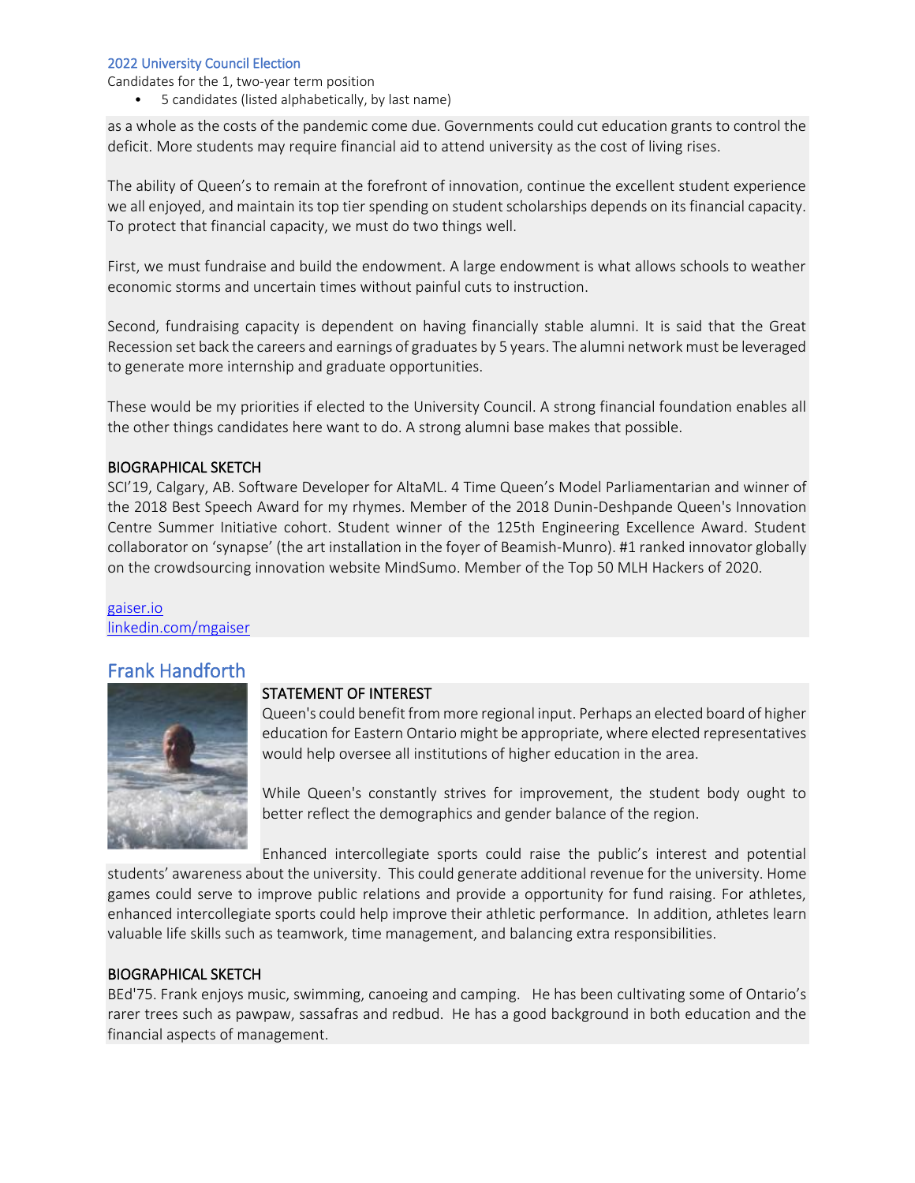2022 University Council Election

Candidates for the 1, two-year term position

- 5 candidates (listed alphabetically, by last name)

as a whole as the costs of the pandemic come due. Governments could cut education grants to control the deficit. More students may require financial aid to attend university as the cost of living rises.

The ability of Queen's to remain at the forefront of innovation, continue the excellent student experience we all enjoyed, and maintain its top tier spending on student scholarships depends on its financial capacity. To protect that financial capacity, we must do two things well.

First, we must fundraise and build the endowment. A large endowment is what allows schools to weather economic storms and uncertain times without painful cuts to instruction.

Second, fundraising capacity is dependent on having financially stable alumni. It is said that the Great Recession set back the careers and earnings of graduates by 5 years. The alumni network must be leveraged to generate more internship and graduate opportunities.

These would be my priorities if elected to the University Council. A strong financial foundation enables all the other things candidates here want to do. A strong alumni base makes that possible.

### BIOGRAPHICAL SKETCH

SCI'19, Calgary, AB. Software Developer for AltaML. 4 Time Queen's Model Parliamentarian and winner of the 2018 Best Speech Award for my rhymes. Member of the 2018 Dunin-Deshpande Queen's Innovation Centre Summer Initiative cohort. Student winner of the 125th Engineering Excellence Award. Student collaborator on 'synapse' (the art installation in the foyer of Beamish-Munro). #1 ranked innovator globally on the crowdsourcing innovation website MindSumo. Member of the Top 50 MLH Hackers of 2020.

gaiser.io
linkedin.com/mgaiser

## Frank Handforth

### STATEMENT OF INTEREST

Queen's could benefit from more regional input. Perhaps an elected board of higher education for Eastern Ontario might be appropriate, where elected representatives would help oversee all institutions of higher education in the area.

While Queen's constantly strives for improvement, the student body ought to better reflect the demographics and gender balance of the region.

Enhanced intercollegiate sports could raise the public's interest and potential students' awareness about the university. This could generate additional revenue for the university. Home games could serve to improve public relations and provide a opportunity for fund raising. For athletes, enhanced intercollegiate sports could help improve their athletic performance. In addition, athletes learn valuable life skills such as teamwork, time management, and balancing extra responsibilities.

### BIOGRAPHICAL SKETCH

BEd'75. Frank enjoys music, swimming, canoeing and camping. He has been cultivating some of Ontario's rarer trees such as pawpaw, sassafras and redbud. He has a good background in both education and the financial aspects of management.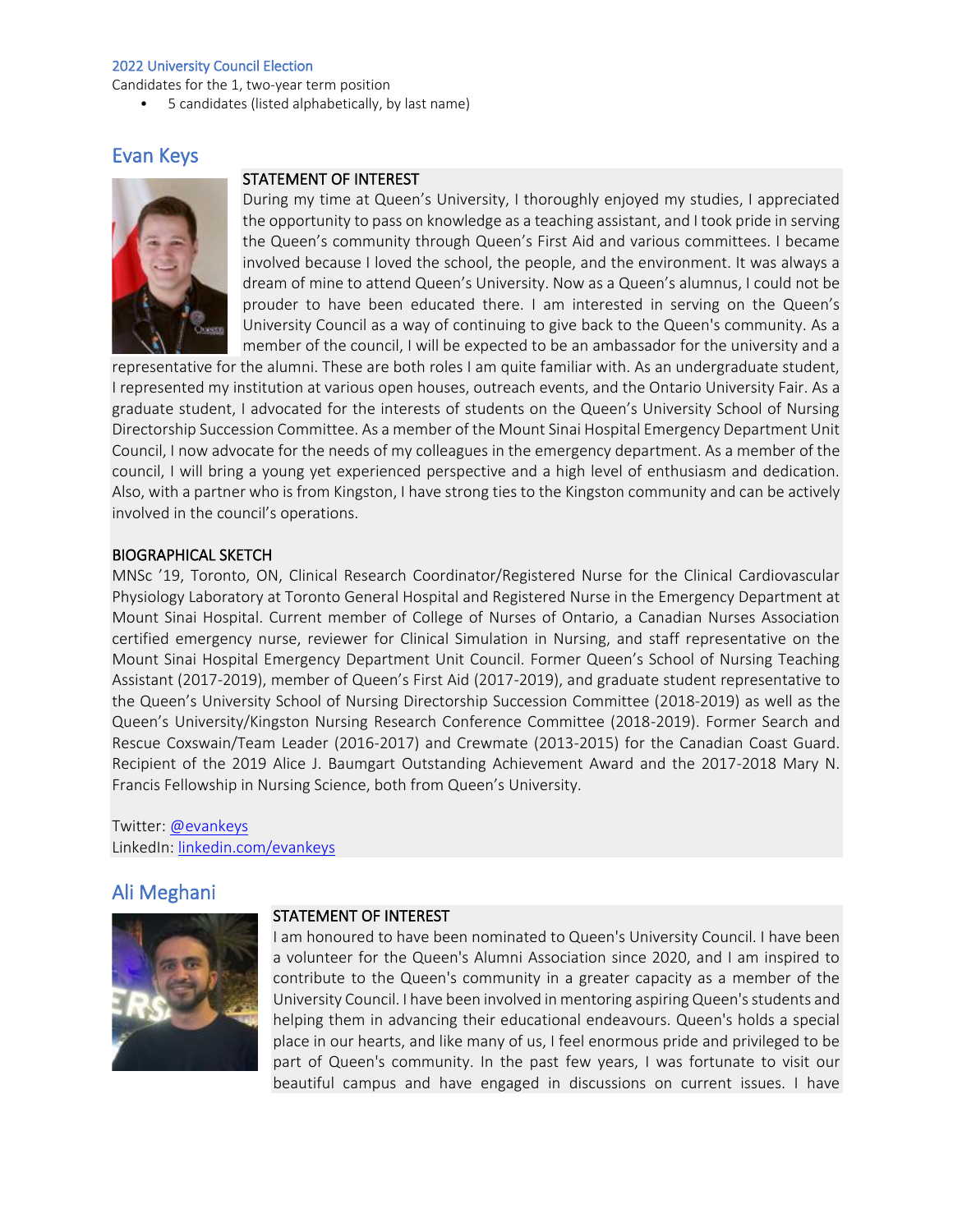2022 University Council Election

Candidates for the 1, two-year term position

- 5 candidates (listed alphabetically, by last name)

## Evan Keys

STATEMENT OF INTEREST

During my time at Queen's University, I thoroughly enjoyed my studies, I appreciated the opportunity to pass on knowledge as a teaching assistant, and I took pride in serving the Queen's community through Queen's First Aid and various committees. I became involved because I loved the school, the people, and the environment. It was always a dream of mine to attend Queen's University. Now as a Queen's alumnus, I could not be prouder to have been educated there. I am interested in serving on the Queen's University Council as a way of continuing to give back to the Queen's community. As a member of the council, I will be expected to be an ambassador for the university and a representative for the alumni. These are both roles I am quite familiar with. As an undergraduate student, I represented my institution at various open houses, outreach events, and the Ontario University Fair. As a graduate student, I advocated for the interests of students on the Queen's University School of Nursing Directorship Succession Committee. As a member of the Mount Sinai Hospital Emergency Department Unit Council, I now advocate for the needs of my colleagues in the emergency department. As a member of the council, I will bring a young yet experienced perspective and a high level of enthusiasm and dedication. Also, with a partner who is from Kingston, I have strong ties to the Kingston community and can be actively involved in the council's operations.

BIOGRAPHICAL SKETCH

MNSc '19, Toronto, ON, Clinical Research Coordinator/Registered Nurse for the Clinical Cardiovascular Physiology Laboratory at Toronto General Hospital and Registered Nurse in the Emergency Department at Mount Sinai Hospital. Current member of College of Nurses of Ontario, a Canadian Nurses Association certified emergency nurse, reviewer for Clinical Simulation in Nursing, and staff representative on the Mount Sinai Hospital Emergency Department Unit Council. Former Queen's School of Nursing Teaching Assistant (2017-2019), member of Queen's First Aid (2017-2019), and graduate student representative to the Queen's University School of Nursing Directorship Succession Committee (2018-2019) as well as the Queen's University/Kingston Nursing Research Conference Committee (2018-2019). Former Search and Rescue Coxswain/Team Leader (2016-2017) and Crewmate (2013-2015) for the Canadian Coast Guard. Recipient of the 2019 Alice J. Baumgart Outstanding Achievement Award and the 2017-2018 Mary N. Francis Fellowship in Nursing Science, both from Queen's University.

Twitter: [@evankeys](https://twitter.com/evankeys)
LinkedIn: [linkedin.com/evankeys](https://linkedin.com/evankeys)

## Ali Meghani

STATEMENT OF INTEREST

I am honoured to have been nominated to Queen's University Council. I have been a volunteer for the Queen's Alumni Association since 2020, and I am inspired to contribute to the Queen's community in a greater capacity as a member of the University Council. I have been involved in mentoring aspiring Queen's students and helping them in advancing their educational endeavours. Queen's holds a special place in our hearts, and like many of us, I feel enormous pride and privileged to be part of Queen's community. In the past few years, I was fortunate to visit our beautiful campus and have engaged in discussions on current issues. I have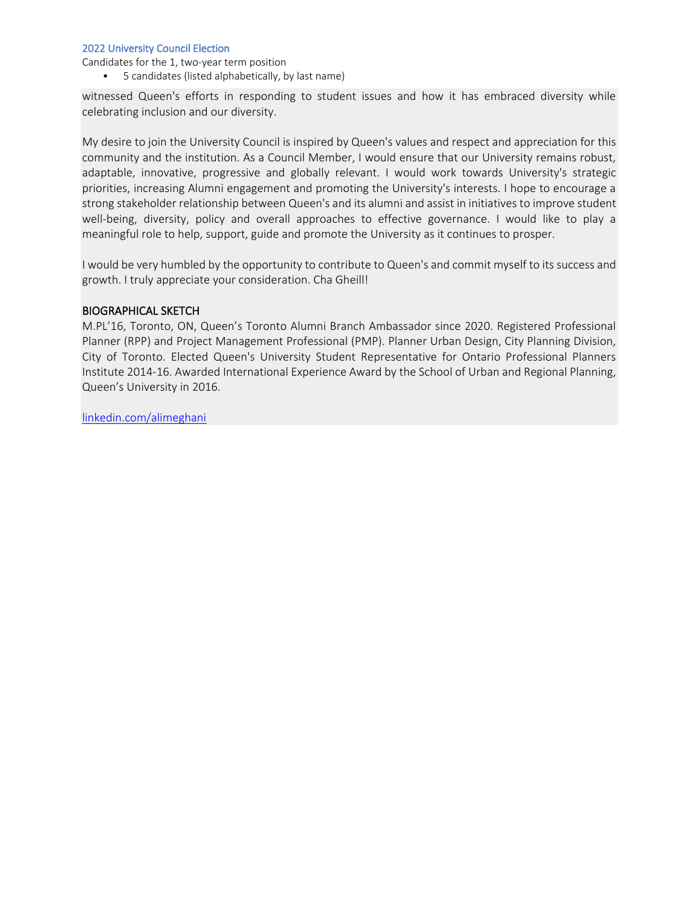witnessed Queen's efforts in responding to student issues and how it has embraced diversity while celebrating inclusion and our diversity.

My desire to join the University Council is inspired by Queen's values and respect and appreciation for this community and the institution. As a Council Member, I would ensure that our University remains robust, adaptable, innovative, progressive and globally relevant. I would work towards University's strategic priorities, increasing Alumni engagement and promoting the University's interests. I hope to encourage a strong stakeholder relationship between Queen's and its alumni and assist in initiatives to improve student well-being, diversity, policy and overall approaches to effective governance. I would like to play a meaningful role to help, support, guide and promote the University as it continues to prosper.

I would be very humbled by the opportunity to contribute to Queen's and commit myself to its success and growth. I truly appreciate your consideration. Cha Gheill!

**BIOGRAPHICAL SKETCH**

M.PL'16, Toronto, ON, Queen's Toronto Alumni Branch Ambassador since 2020. Registered Professional Planner (RPP) and Project Management Professional (PMP). Planner Urban Design, City Planning Division, City of Toronto. Elected Queen's University Student Representative for Ontario Professional Planners Institute 2014-16. Awarded International Experience Award by the School of Urban and Regional Planning, Queen's University in 2016.

[linkedin.com/alimeghani](https://linkedin.com/alimeghani)